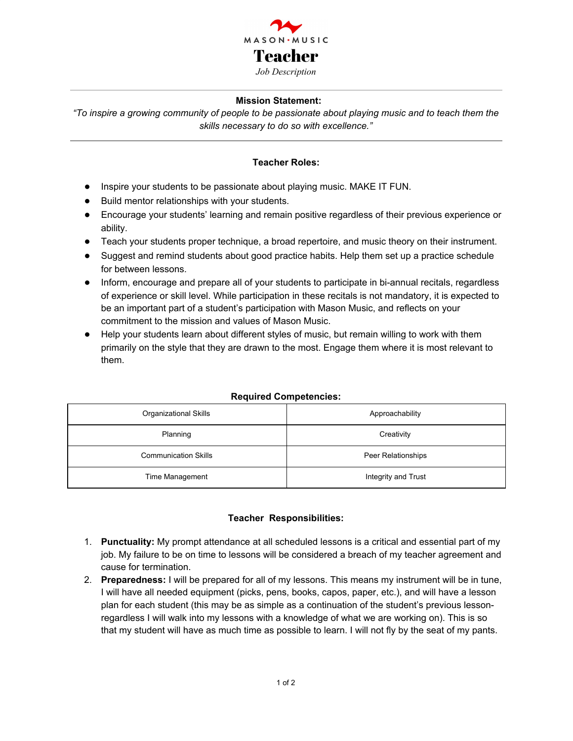MASON • MUSIC

# Teacher

*Job Description*

---

**Mission Statement:**

*"To inspire a growing community of people to be passionate about playing music and to teach them the skills necessary to do so with excellence."*

---

### Teacher Roles:

- Inspire your students to be passionate about playing music. MAKE IT FUN.
- Build mentor relationships with your students.
- Encourage your students' learning and remain positive regardless of their previous experience or ability.
- Teach your students proper technique, a broad repertoire, and music theory on their instrument.
- Suggest and remind students about good practice habits. Help them set up a practice schedule for between lessons.
- Inform, encourage and prepare all of your students to participate in bi-annual recitals, regardless of experience or skill level. While participation in these recitals is not mandatory, it is expected to be an important part of a student's participation with Mason Music, and reflects on your commitment to the mission and values of Mason Music.
- Help your students learn about different styles of music, but remain willing to work with them primarily on the style that they are drawn to the most. Engage them where it is most relevant to them.

### Required Competencies:

| | |
|---|---|
| Organizational Skills | Approachability |
| Planning | Creativity |
| Communication Skills | Peer Relationships |
| Time Management | Integrity and Trust |

### Teacher Responsibilities:

1. **Punctuality:** My prompt attendance at all scheduled lessons is a critical and essential part of my job. My failure to be on time to lessons will be considered a breach of my teacher agreement and cause for termination.
2. **Preparedness:** I will be prepared for all of my lessons. This means my instrument will be in tune, I will have all needed equipment (picks, pens, books, capos, paper, etc.), and will have a lesson plan for each student (this may be as simple as a continuation of the student's previous lesson- regardless I will walk into my lessons with a knowledge of what we are working on). This is so that my student will have as much time as possible to learn. I will not fly by the seat of my pants.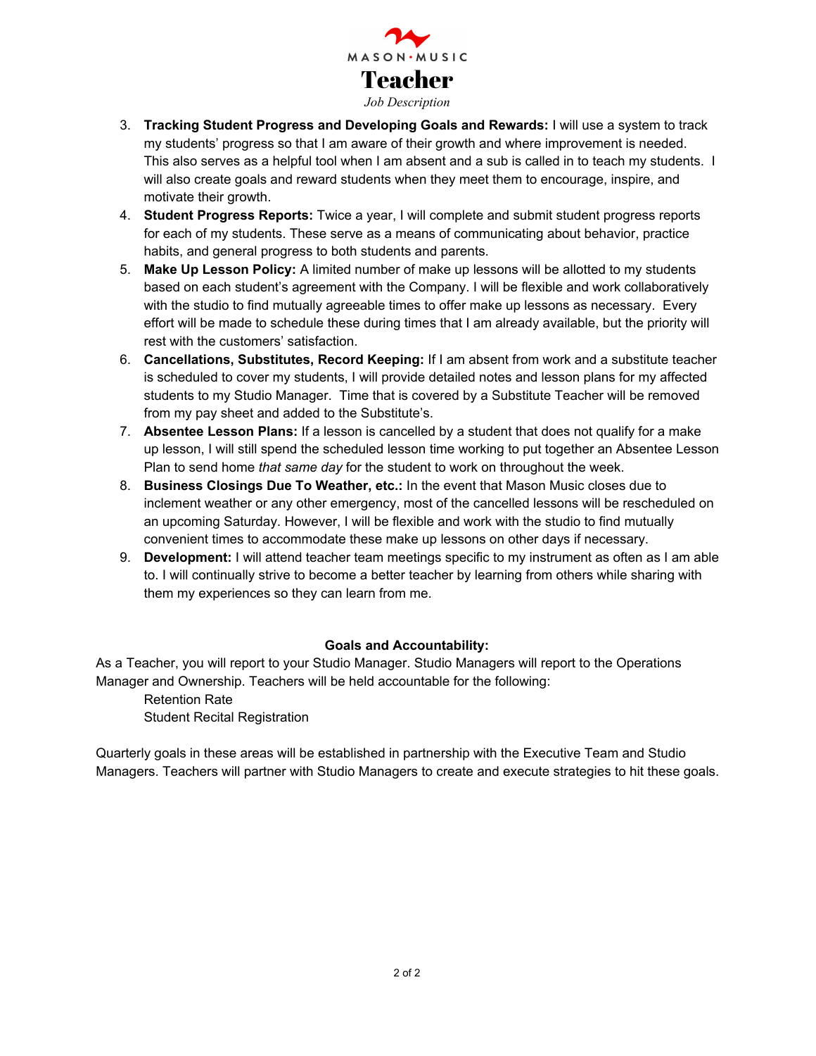3. **Tracking Student Progress and Developing Goals and Rewards:** I will use a system to track my students' progress so that I am aware of their growth and where improvement is needed. This also serves as a helpful tool when I am absent and a sub is called in to teach my students. I will also create goals and reward students when they meet them to encourage, inspire, and motivate their growth.
4. **Student Progress Reports:** Twice a year, I will complete and submit student progress reports for each of my students. These serve as a means of communicating about behavior, practice habits, and general progress to both students and parents.
5. **Make Up Lesson Policy:** A limited number of make up lessons will be allotted to my students based on each student's agreement with the Company. I will be flexible and work collaboratively with the studio to find mutually agreeable times to offer make up lessons as necessary. Every effort will be made to schedule these during times that I am already available, but the priority will rest with the customers' satisfaction.
6. **Cancellations, Substitutes, Record Keeping:** If I am absent from work and a substitute teacher is scheduled to cover my students, I will provide detailed notes and lesson plans for my affected students to my Studio Manager. Time that is covered by a Substitute Teacher will be removed from my pay sheet and added to the Substitute's.
7. **Absentee Lesson Plans:** If a lesson is cancelled by a student that does not qualify for a make up lesson, I will still spend the scheduled lesson time working to put together an Absentee Lesson Plan to send home *that same day* for the student to work on throughout the week.
8. **Business Closings Due To Weather, etc.:** In the event that Mason Music closes due to inclement weather or any other emergency, most of the cancelled lessons will be rescheduled on an upcoming Saturday. However, I will be flexible and work with the studio to find mutually convenient times to accommodate these make up lessons on other days if necessary.
9. **Development:** I will attend teacher team meetings specific to my instrument as often as I am able to. I will continually strive to become a better teacher by learning from others while sharing with them my experiences so they can learn from me.

**Goals and Accountability:**

As a Teacher, you will report to your Studio Manager. Studio Managers will report to the Operations Manager and Ownership. Teachers will be held accountable for the following:

Retention Rate
Student Recital Registration

Quarterly goals in these areas will be established in partnership with the Executive Team and Studio Managers. Teachers will partner with Studio Managers to create and execute strategies to hit these goals.